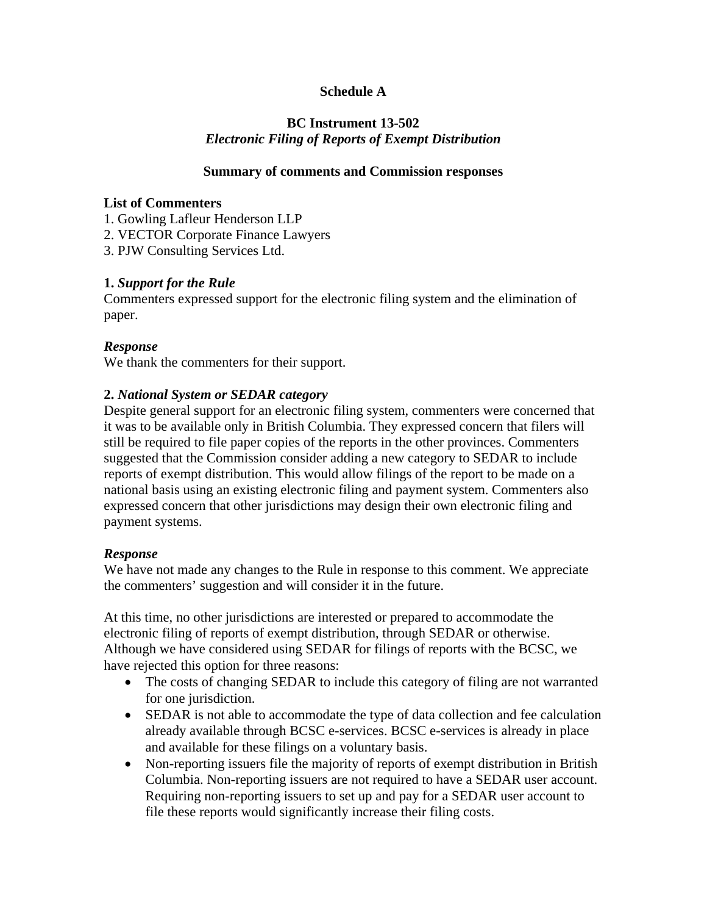# Schedule A

## BC Instrument 13-502
## *Electronic Filing of Reports of Exempt Distribution*

### Summary of comments and Commission responses

**List of Commenters**

1. Gowling Lafleur Henderson LLP
2. VECTOR Corporate Finance Lawyers
3. PJW Consulting Services Ltd.

**1.** ***Support for the Rule***

Commenters expressed support for the electronic filing system and the elimination of paper.

***Response***

We thank the commenters for their support.

**2.** ***National System or SEDAR category***

Despite general support for an electronic filing system, commenters were concerned that it was to be available only in British Columbia. They expressed concern that filers will still be required to file paper copies of the reports in the other provinces. Commenters suggested that the Commission consider adding a new category to SEDAR to include reports of exempt distribution. This would allow filings of the report to be made on a national basis using an existing electronic filing and payment system. Commenters also expressed concern that other jurisdictions may design their own electronic filing and payment systems.

***Response***

We have not made any changes to the Rule in response to this comment. We appreciate the commenters' suggestion and will consider it in the future.

At this time, no other jurisdictions are interested or prepared to accommodate the electronic filing of reports of exempt distribution, through SEDAR or otherwise. Although we have considered using SEDAR for filings of reports with the BCSC, we have rejected this option for three reasons:

- The costs of changing SEDAR to include this category of filing are not warranted for one jurisdiction.
- SEDAR is not able to accommodate the type of data collection and fee calculation already available through BCSC e-services. BCSC e-services is already in place and available for these filings on a voluntary basis.
- Non-reporting issuers file the majority of reports of exempt distribution in British Columbia. Non-reporting issuers are not required to have a SEDAR user account. Requiring non-reporting issuers to set up and pay for a SEDAR user account to file these reports would significantly increase their filing costs.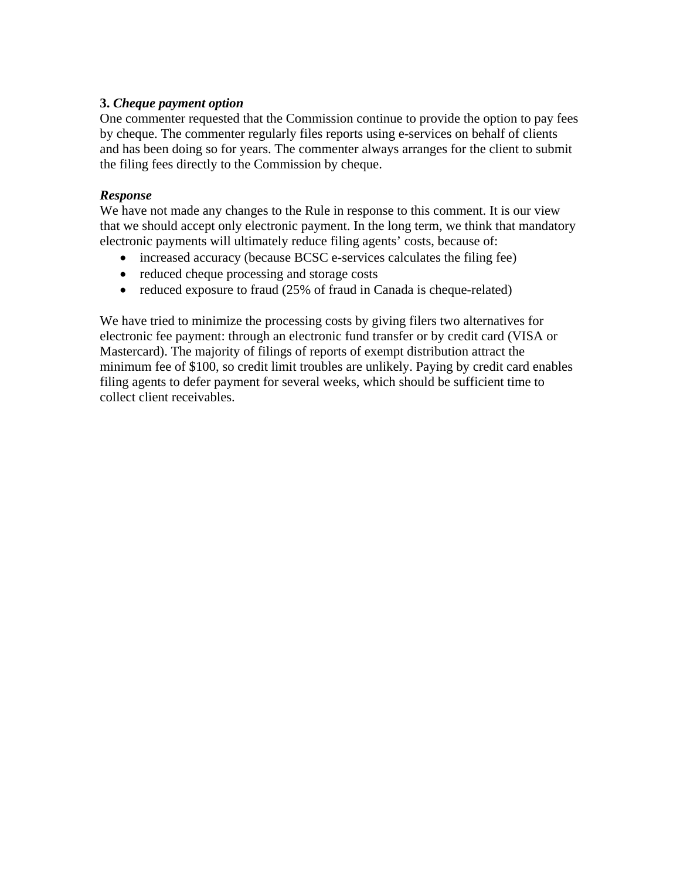**3.** ***Cheque payment option***

One commenter requested that the Commission continue to provide the option to pay fees by cheque. The commenter regularly files reports using e-services on behalf of clients and has been doing so for years. The commenter always arranges for the client to submit the filing fees directly to the Commission by cheque.

***Response***

We have not made any changes to the Rule in response to this comment. It is our view that we should accept only electronic payment. In the long term, we think that mandatory electronic payments will ultimately reduce filing agents' costs, because of:

- increased accuracy (because BCSC e-services calculates the filing fee)
- reduced cheque processing and storage costs
- reduced exposure to fraud (25% of fraud in Canada is cheque-related)

We have tried to minimize the processing costs by giving filers two alternatives for electronic fee payment: through an electronic fund transfer or by credit card (VISA or Mastercard). The majority of filings of reports of exempt distribution attract the minimum fee of $100, so credit limit troubles are unlikely. Paying by credit card enables filing agents to defer payment for several weeks, which should be sufficient time to collect client receivables.